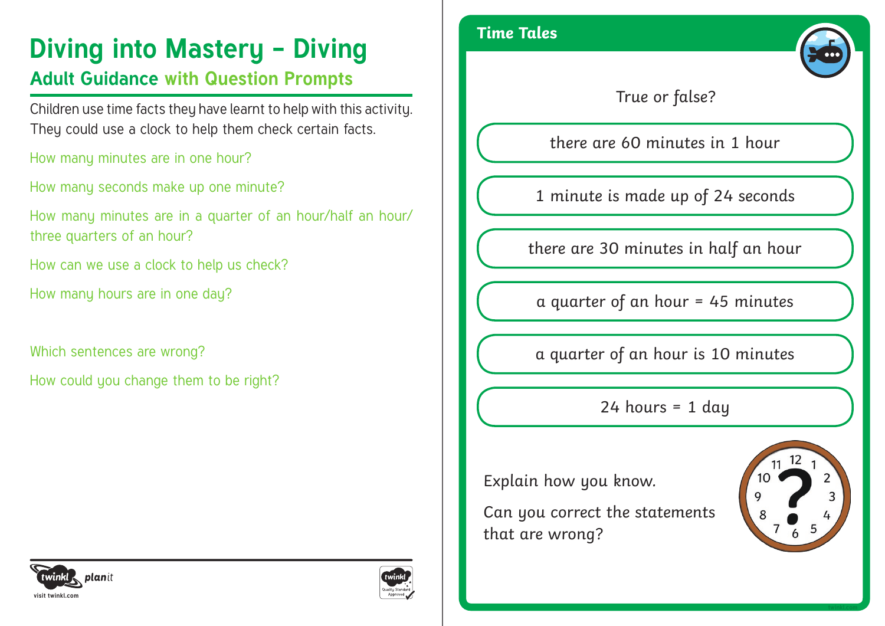# Diving into Mastery – Diving

## Adult Guidance with Question Prompts

Children use time facts they have learnt to help with this activity. They could use a clock to help them check certain facts.

How many minutes are in one hour?

How many seconds make up one minute?

How many minutes are in a quarter of an hour/half an hour/ three quarters of an hour?

How can we use a clock to help us check?

How many hours are in one day?

Which sentences are wrong?

How could you change them to be right?

## Time Tales

True or false?

there are 60 minutes in 1 hour

1 minute is made up of 24 seconds

there are 30 minutes in half an hour

a quarter of an hour = 45 minutes

a quarter of an hour is 10 minutes

24 hours = 1 day

Explain how you know.

Can you correct the statements that are wrong?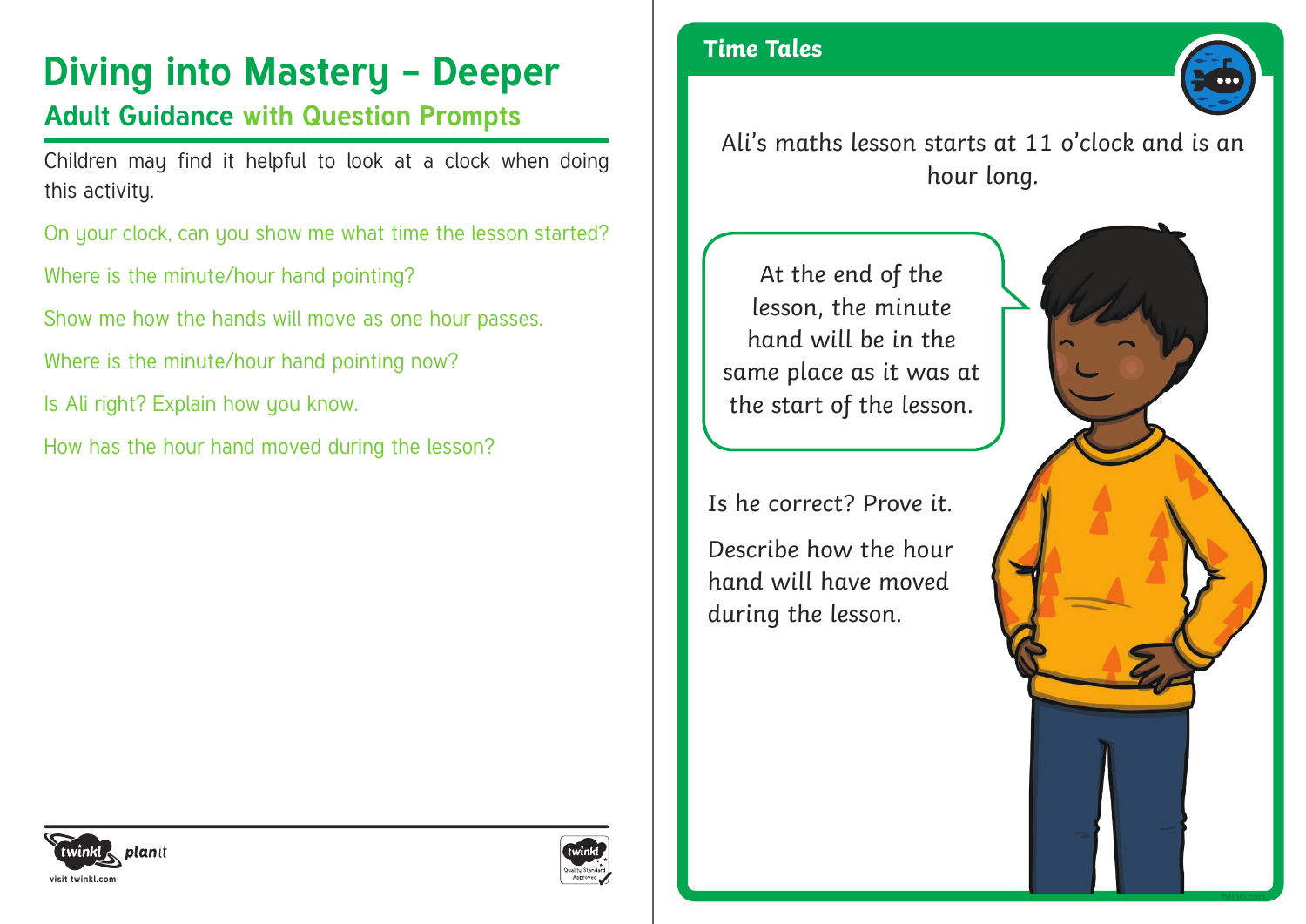# Diving into Mastery – Deeper

## Adult Guidance with Question Prompts

Children may find it helpful to look at a clock when doing this activity.

On your clock, can you show me what time the lesson started?

Where is the minute/hour hand pointing?

Show me how the hands will move as one hour passes.

Where is the minute/hour hand pointing now?

Is Ali right? Explain how you know.

How has the hour hand moved during the lesson?

## Time Tales

Ali's maths lesson starts at 11 o'clock and is an hour long.

At the end of the lesson, the minute hand will be in the same place as it was at the start of the lesson.

Is he correct? Prove it.

Describe how the hour hand will have moved during the lesson.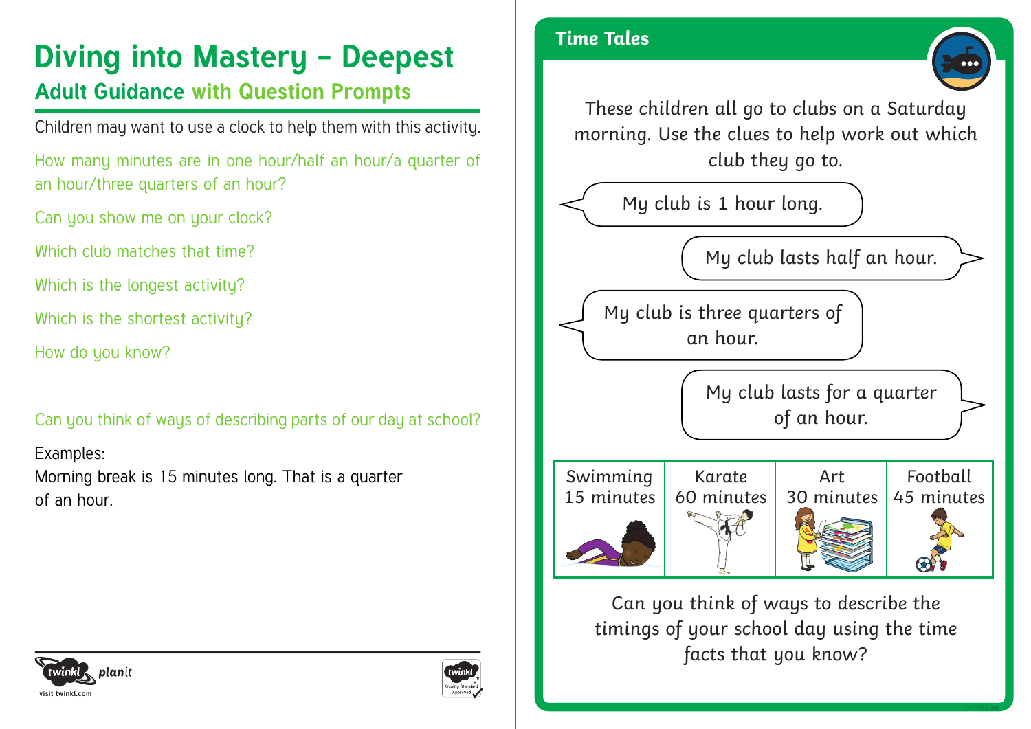# Diving into Mastery – Deepest

## Adult Guidance with Question Prompts

Children may want to use a clock to help them with this activity.

How many minutes are in one hour/half an hour/a quarter of an hour/three quarters of an hour?

Can you show me on your clock?

Which club matches that time?

Which is the longest activity?

Which is the shortest activity?

How do you know?

Can you think of ways of describing parts of our day at school?

Examples:
Morning break is 15 minutes long. That is a quarter of an hour.

## Time Tales

These children all go to clubs on a Saturday morning. Use the clues to help work out which club they go to.

My club is 1 hour long.

My club lasts half an hour.

My club is three quarters of an hour.

My club lasts for a quarter of an hour.

| Swimming | Karate | Art | Football |
|---|---|---|---|
| 15 minutes | 60 minutes | 30 minutes | 45 minutes |

Can you think of ways to describe the timings of your school day using the time facts that you know?